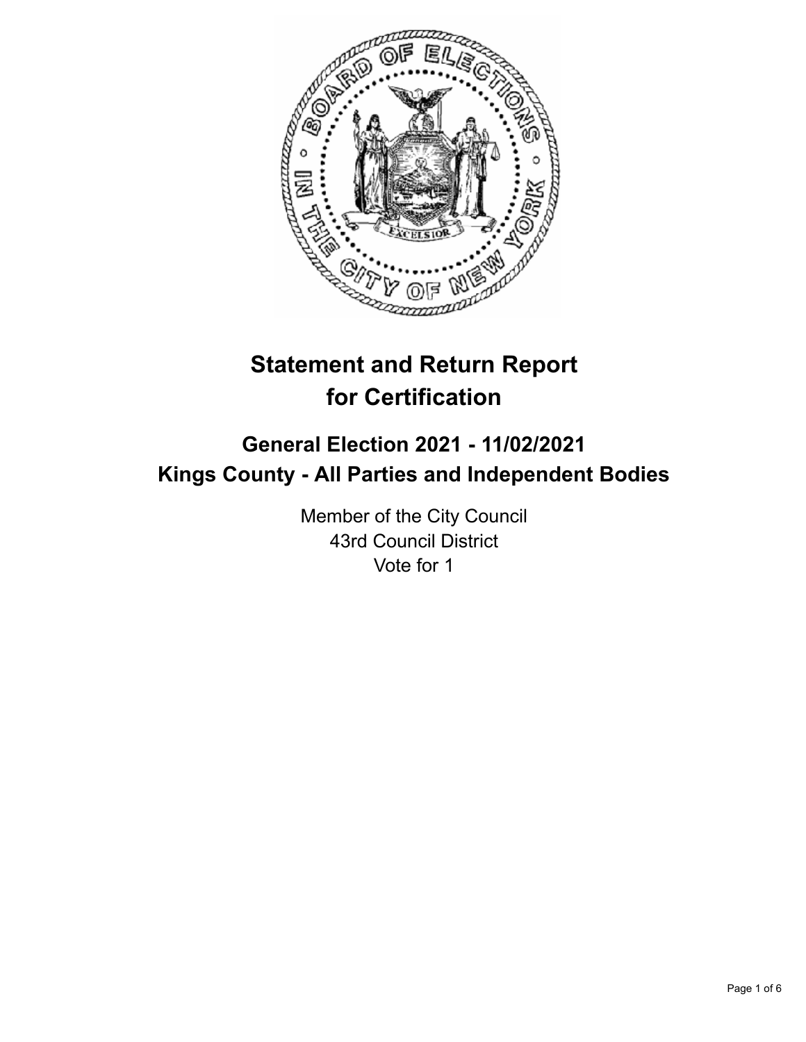# Statement and Return Report for Certification

## General Election 2021 - 11/02/2021
## Kings County - All Parties and Independent Bodies

Member of the City Council
43rd Council District
Vote for 1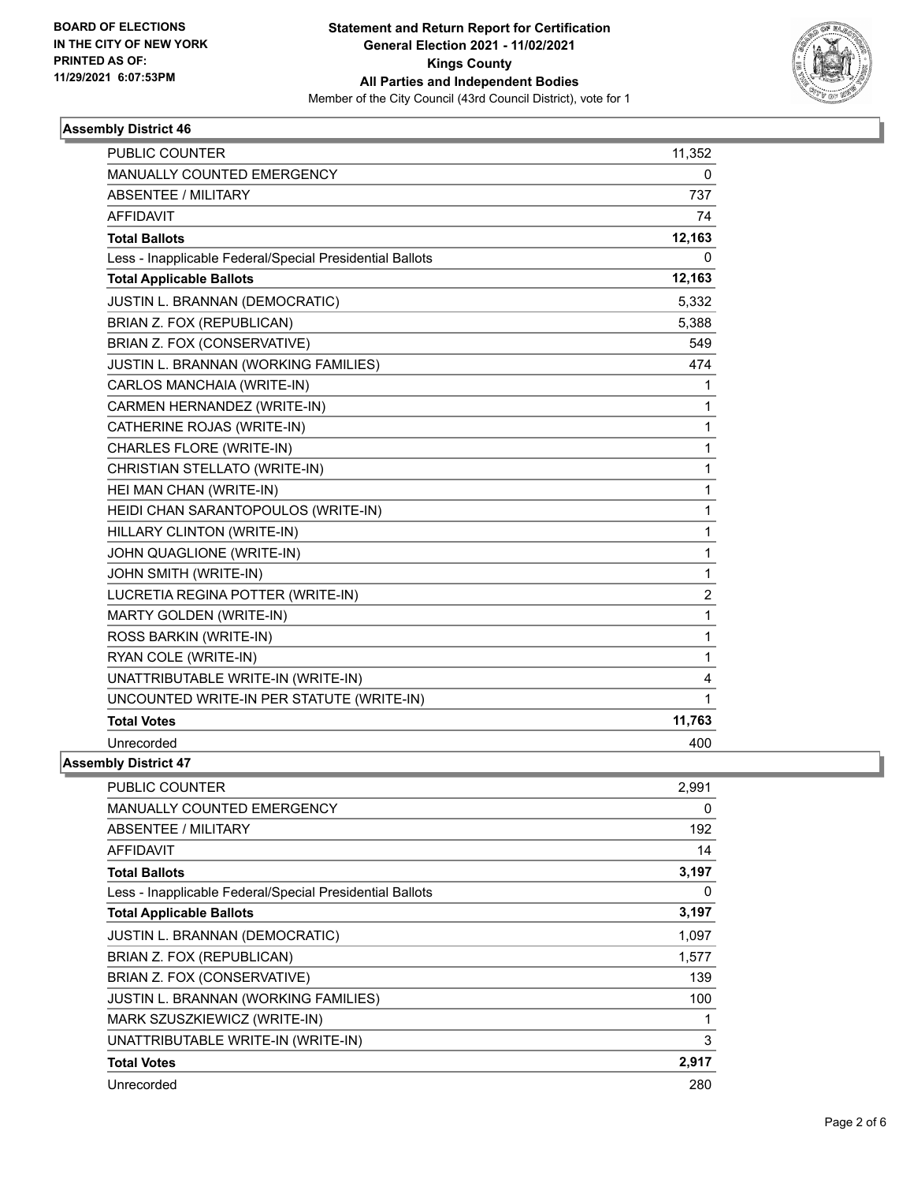**BOARD OF ELECTIONS IN THE CITY OF NEW YORK PRINTED AS OF: 11/29/2021 6:07:53PM**

**Statement and Return Report for Certification General Election 2021 - 11/02/2021 Kings County All Parties and Independent Bodies**

Member of the City Council (43rd Council District), vote for 1

### Assembly District 46

| | |
|---|---|
| PUBLIC COUNTER | 11,352 |
| MANUALLY COUNTED EMERGENCY | 0 |
| ABSENTEE / MILITARY | 737 |
| AFFIDAVIT | 74 |
| **Total Ballots** | **12,163** |
| Less - Inapplicable Federal/Special Presidential Ballots | 0 |
| **Total Applicable Ballots** | **12,163** |
| JUSTIN L. BRANNAN (DEMOCRATIC) | 5,332 |
| BRIAN Z. FOX (REPUBLICAN) | 5,388 |
| BRIAN Z. FOX (CONSERVATIVE) | 549 |
| JUSTIN L. BRANNAN (WORKING FAMILIES) | 474 |
| CARLOS MANCHAIA (WRITE-IN) | 1 |
| CARMEN HERNANDEZ (WRITE-IN) | 1 |
| CATHERINE ROJAS (WRITE-IN) | 1 |
| CHARLES FLORE (WRITE-IN) | 1 |
| CHRISTIAN STELLATO (WRITE-IN) | 1 |
| HEI MAN CHAN (WRITE-IN) | 1 |
| HEIDI CHAN SARANTOPOULOS (WRITE-IN) | 1 |
| HILLARY CLINTON (WRITE-IN) | 1 |
| JOHN QUAGLIONE (WRITE-IN) | 1 |
| JOHN SMITH (WRITE-IN) | 1 |
| LUCRETIA REGINA POTTER (WRITE-IN) | 2 |
| MARTY GOLDEN (WRITE-IN) | 1 |
| ROSS BARKIN (WRITE-IN) | 1 |
| RYAN COLE (WRITE-IN) | 1 |
| UNATTRIBUTABLE WRITE-IN (WRITE-IN) | 4 |
| UNCOUNTED WRITE-IN PER STATUTE (WRITE-IN) | 1 |
| **Total Votes** | **11,763** |
| Unrecorded | 400 |

### Assembly District 47

| | |
|---|---|
| PUBLIC COUNTER | 2,991 |
| MANUALLY COUNTED EMERGENCY | 0 |
| ABSENTEE / MILITARY | 192 |
| AFFIDAVIT | 14 |
| **Total Ballots** | **3,197** |
| Less - Inapplicable Federal/Special Presidential Ballots | 0 |
| **Total Applicable Ballots** | **3,197** |
| JUSTIN L. BRANNAN (DEMOCRATIC) | 1,097 |
| BRIAN Z. FOX (REPUBLICAN) | 1,577 |
| BRIAN Z. FOX (CONSERVATIVE) | 139 |
| JUSTIN L. BRANNAN (WORKING FAMILIES) | 100 |
| MARK SZUSZKIEWICZ (WRITE-IN) | 1 |
| UNATTRIBUTABLE WRITE-IN (WRITE-IN) | 3 |
| **Total Votes** | **2,917** |
| Unrecorded | 280 |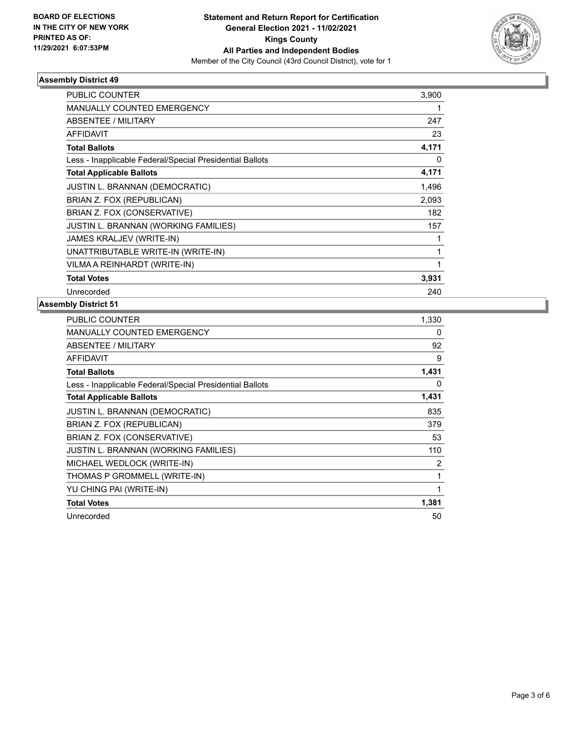BOARD OF ELECTIONS
IN THE CITY OF NEW YORK
PRINTED AS OF:
11/29/2021 6:07:53PM

**Statement and Return Report for Certification**
**General Election 2021 - 11/02/2021**
**Kings County**
**All Parties and Independent Bodies**
Member of the City Council (43rd Council District), vote for 1

### Assembly District 49

| | |
|---|---|
| PUBLIC COUNTER | 3,900 |
| MANUALLY COUNTED EMERGENCY | 1 |
| ABSENTEE / MILITARY | 247 |
| AFFIDAVIT | 23 |
| **Total Ballots** | **4,171** |
| Less - Inapplicable Federal/Special Presidential Ballots | 0 |
| **Total Applicable Ballots** | **4,171** |
| JUSTIN L. BRANNAN (DEMOCRATIC) | 1,496 |
| BRIAN Z. FOX (REPUBLICAN) | 2,093 |
| BRIAN Z. FOX (CONSERVATIVE) | 182 |
| JUSTIN L. BRANNAN (WORKING FAMILIES) | 157 |
| JAMES KRALJEV (WRITE-IN) | 1 |
| UNATTRIBUTABLE WRITE-IN (WRITE-IN) | 1 |
| VILMA A REINHARDT (WRITE-IN) | 1 |
| **Total Votes** | **3,931** |
| Unrecorded | 240 |

### Assembly District 51

| | |
|---|---|
| PUBLIC COUNTER | 1,330 |
| MANUALLY COUNTED EMERGENCY | 0 |
| ABSENTEE / MILITARY | 92 |
| AFFIDAVIT | 9 |
| **Total Ballots** | **1,431** |
| Less - Inapplicable Federal/Special Presidential Ballots | 0 |
| **Total Applicable Ballots** | **1,431** |
| JUSTIN L. BRANNAN (DEMOCRATIC) | 835 |
| BRIAN Z. FOX (REPUBLICAN) | 379 |
| BRIAN Z. FOX (CONSERVATIVE) | 53 |
| JUSTIN L. BRANNAN (WORKING FAMILIES) | 110 |
| MICHAEL WEDLOCK (WRITE-IN) | 2 |
| THOMAS P GROMMELL (WRITE-IN) | 1 |
| YU CHING PAI (WRITE-IN) | 1 |
| **Total Votes** | **1,381** |
| Unrecorded | 50 |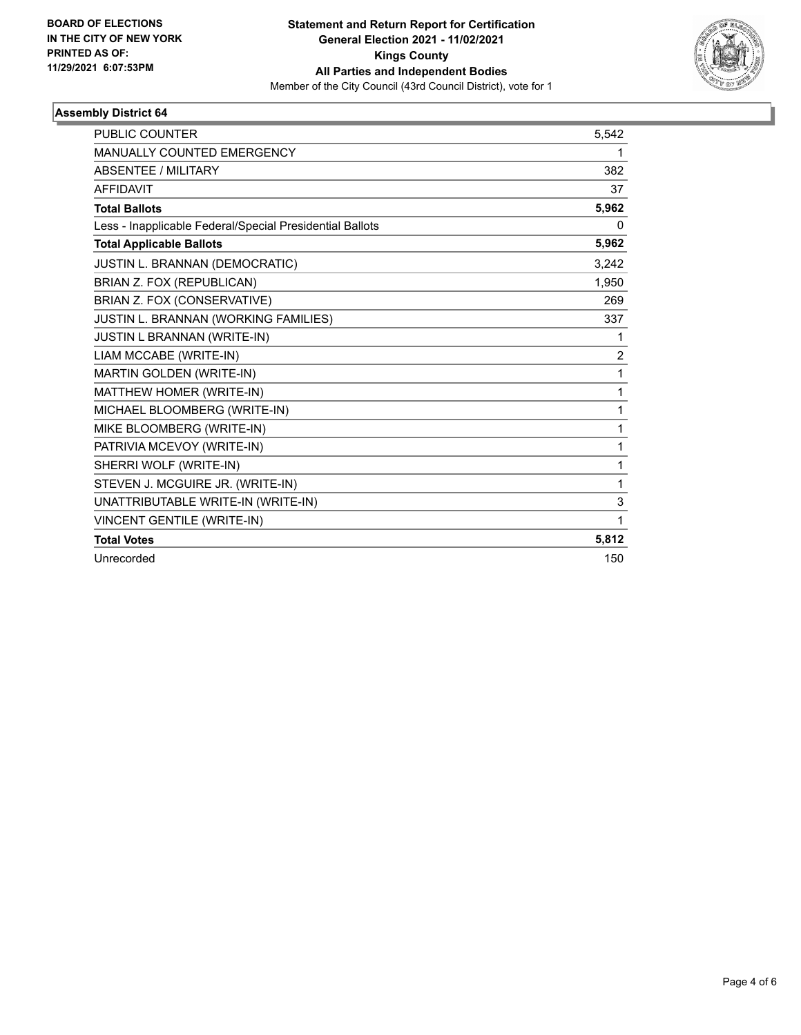**BOARD OF ELECTIONS IN THE CITY OF NEW YORK PRINTED AS OF: 11/29/2021 6:07:53PM**

**Statement and Return Report for Certification General Election 2021 - 11/02/2021 Kings County All Parties and Independent Bodies**

Member of the City Council (43rd Council District), vote for 1

### Assembly District 64

| | |
|---|---|
| PUBLIC COUNTER | 5,542 |
| MANUALLY COUNTED EMERGENCY | 1 |
| ABSENTEE / MILITARY | 382 |
| AFFIDAVIT | 37 |
| **Total Ballots** | **5,962** |
| Less - Inapplicable Federal/Special Presidential Ballots | 0 |
| **Total Applicable Ballots** | **5,962** |
| JUSTIN L. BRANNAN (DEMOCRATIC) | 3,242 |
| BRIAN Z. FOX (REPUBLICAN) | 1,950 |
| BRIAN Z. FOX (CONSERVATIVE) | 269 |
| JUSTIN L. BRANNAN (WORKING FAMILIES) | 337 |
| JUSTIN L BRANNAN (WRITE-IN) | 1 |
| LIAM MCCABE (WRITE-IN) | 2 |
| MARTIN GOLDEN (WRITE-IN) | 1 |
| MATTHEW HOMER (WRITE-IN) | 1 |
| MICHAEL BLOOMBERG (WRITE-IN) | 1 |
| MIKE BLOOMBERG (WRITE-IN) | 1 |
| PATRIVIA MCEVOY (WRITE-IN) | 1 |
| SHERRI WOLF (WRITE-IN) | 1 |
| STEVEN J. MCGUIRE JR. (WRITE-IN) | 1 |
| UNATTRIBUTABLE WRITE-IN (WRITE-IN) | 3 |
| VINCENT GENTILE (WRITE-IN) | 1 |
| **Total Votes** | **5,812** |
| Unrecorded | 150 |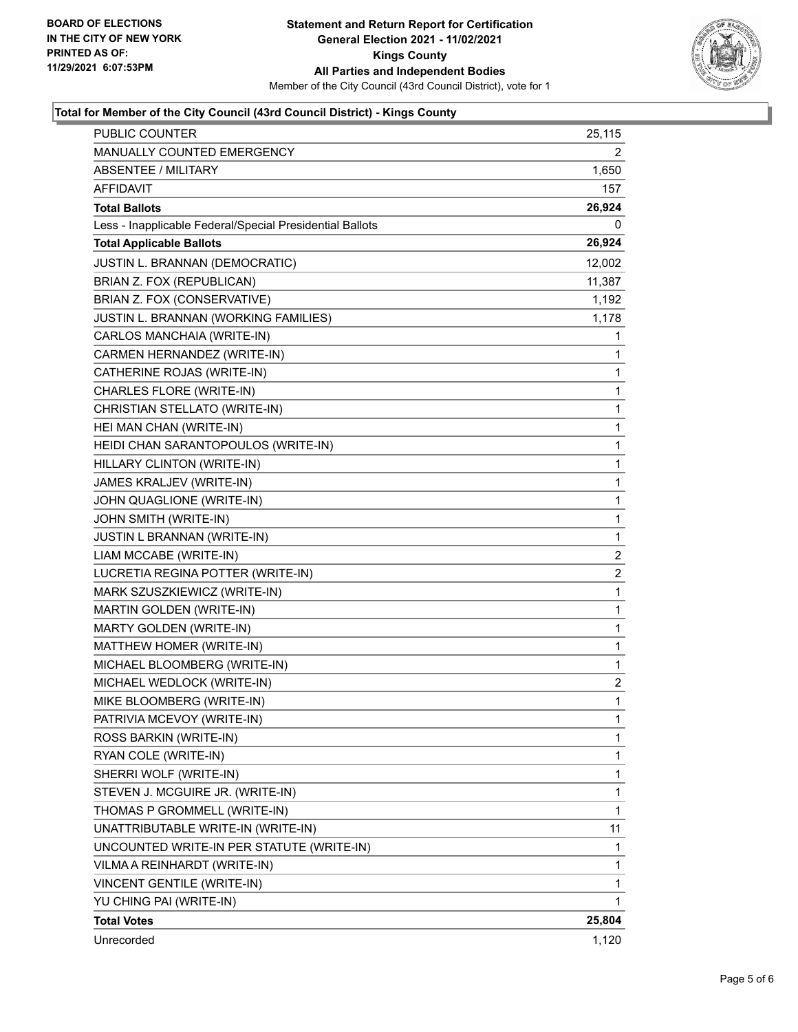BOARD OF ELECTIONS
IN THE CITY OF NEW YORK
PRINTED AS OF:
11/29/2021 6:07:53PM

**Statement and Return Report for Certification**
**General Election 2021 - 11/02/2021**
**Kings County**
**All Parties and Independent Bodies**
Member of the City Council (43rd Council District), vote for 1

### Total for Member of the City Council (43rd Council District) - Kings County

| | |
|---|---|
| PUBLIC COUNTER | 25,115 |
| MANUALLY COUNTED EMERGENCY | 2 |
| ABSENTEE / MILITARY | 1,650 |
| AFFIDAVIT | 157 |
| **Total Ballots** | **26,924** |
| Less - Inapplicable Federal/Special Presidential Ballots | 0 |
| **Total Applicable Ballots** | **26,924** |
| JUSTIN L. BRANNAN (DEMOCRATIC) | 12,002 |
| BRIAN Z. FOX (REPUBLICAN) | 11,387 |
| BRIAN Z. FOX (CONSERVATIVE) | 1,192 |
| JUSTIN L. BRANNAN (WORKING FAMILIES) | 1,178 |
| CARLOS MANCHAIA (WRITE-IN) | 1 |
| CARMEN HERNANDEZ (WRITE-IN) | 1 |
| CATHERINE ROJAS (WRITE-IN) | 1 |
| CHARLES FLORE (WRITE-IN) | 1 |
| CHRISTIAN STELLATO (WRITE-IN) | 1 |
| HEI MAN CHAN (WRITE-IN) | 1 |
| HEIDI CHAN SARANTOPOULOS (WRITE-IN) | 1 |
| HILLARY CLINTON (WRITE-IN) | 1 |
| JAMES KRALJEV (WRITE-IN) | 1 |
| JOHN QUAGLIONE (WRITE-IN) | 1 |
| JOHN SMITH (WRITE-IN) | 1 |
| JUSTIN L BRANNAN (WRITE-IN) | 1 |
| LIAM MCCABE (WRITE-IN) | 2 |
| LUCRETIA REGINA POTTER (WRITE-IN) | 2 |
| MARK SZUSZKIEWICZ (WRITE-IN) | 1 |
| MARTIN GOLDEN (WRITE-IN) | 1 |
| MARTY GOLDEN (WRITE-IN) | 1 |
| MATTHEW HOMER (WRITE-IN) | 1 |
| MICHAEL BLOOMBERG (WRITE-IN) | 1 |
| MICHAEL WEDLOCK (WRITE-IN) | 2 |
| MIKE BLOOMBERG (WRITE-IN) | 1 |
| PATRIVIA MCEVOY (WRITE-IN) | 1 |
| ROSS BARKIN (WRITE-IN) | 1 |
| RYAN COLE (WRITE-IN) | 1 |
| SHERRI WOLF (WRITE-IN) | 1 |
| STEVEN J. MCGUIRE JR. (WRITE-IN) | 1 |
| THOMAS P GROMMELL (WRITE-IN) | 1 |
| UNATTRIBUTABLE WRITE-IN (WRITE-IN) | 11 |
| UNCOUNTED WRITE-IN PER STATUTE (WRITE-IN) | 1 |
| VILMA A REINHARDT (WRITE-IN) | 1 |
| VINCENT GENTILE (WRITE-IN) | 1 |
| YU CHING PAI (WRITE-IN) | 1 |
| **Total Votes** | **25,804** |
| Unrecorded | 1,120 |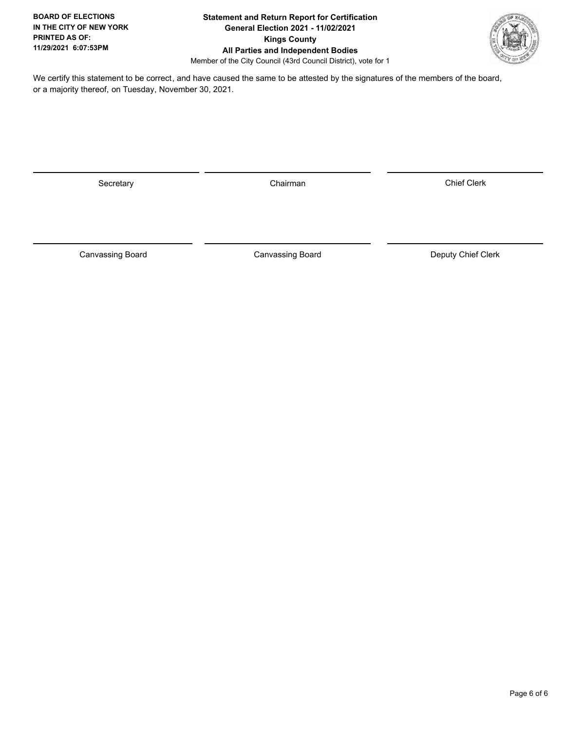We certify this statement to be correct, and have caused the same to be attested by the signatures of the members of the board, or a majority thereof, on Tuesday, November 30, 2021.

| | | |
|---|---|---|
| Secretary | Chairman | Chief Clerk |
| Canvassing Board | Canvassing Board | Deputy Chief Clerk |